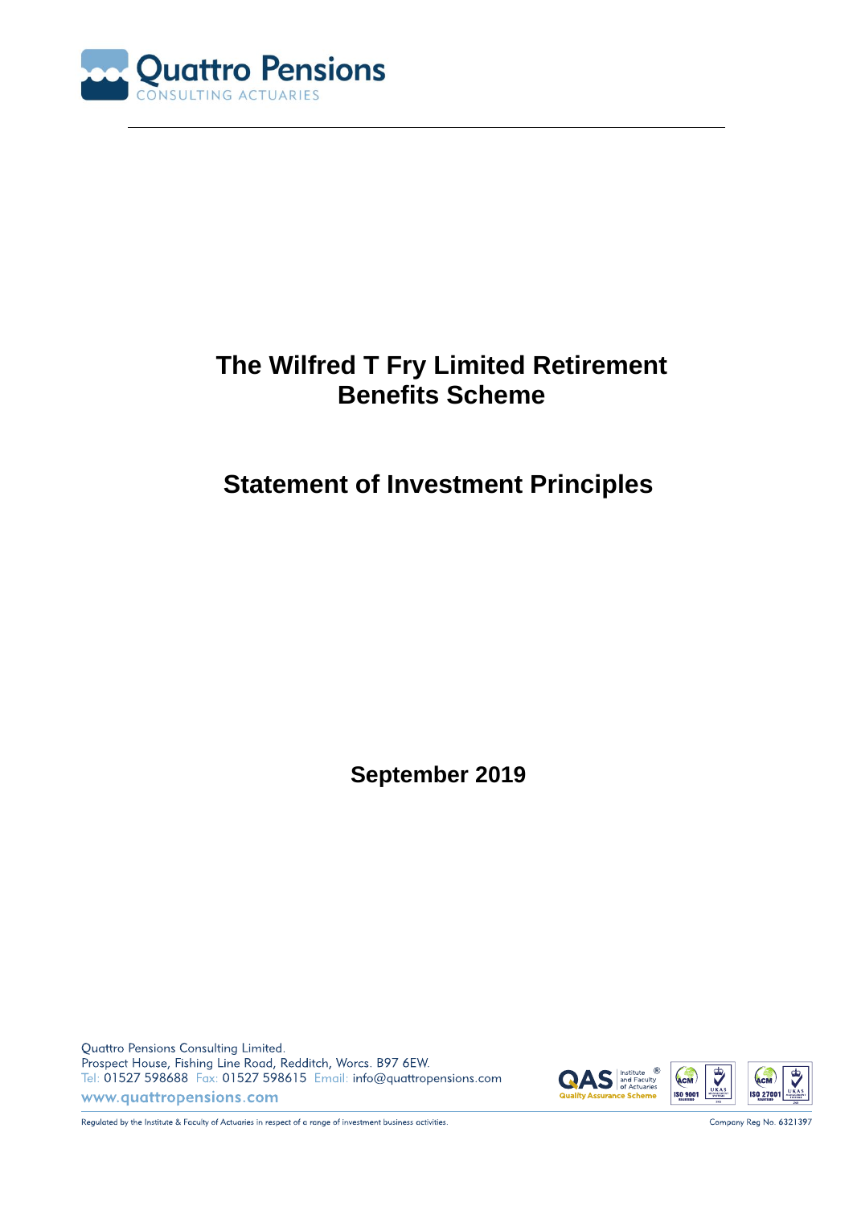Quattro Pensions
CONSULTING ACTUARIES

# The Wilfred T Fry Limited Retirement Benefits Scheme

# Statement of Investment Principles

**September 2019**

Quattro Pensions Consulting Limited.
Prospect House, Fishing Line Road, Redditch, Worcs. B97 6EW.
Tel: 01527 598688 Fax: 01527 598615 Email: info@quattropensions.com
www.quattropensions.com

Regulated by the Institute & Faculty of Actuaries in respect of a range of investment business activities.

Company Reg No. 6321397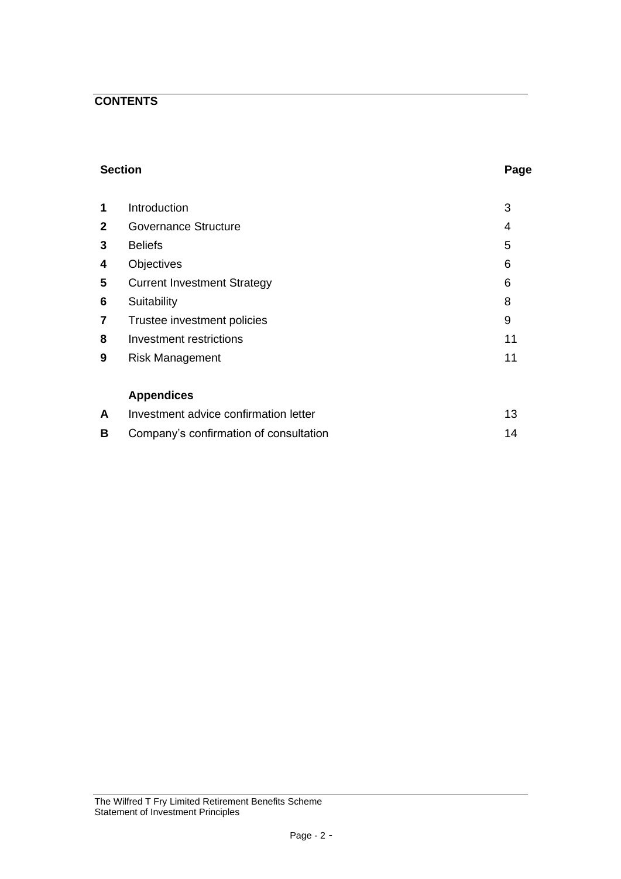## CONTENTS

| Section | | Page |
|---|---|---|
| **1** | Introduction | 3 |
| **2** | Governance Structure | 4 |
| **3** | Beliefs | 5 |
| **4** | Objectives | 6 |
| **5** | Current Investment Strategy | 6 |
| **6** | Suitability | 8 |
| **7** | Trustee investment policies | 9 |
| **8** | Investment restrictions | 11 |
| **9** | Risk Management | 11 |
| | **Appendices** | |
| **A** | Investment advice confirmation letter | 13 |
| **B** | Company's confirmation of consultation | 14 |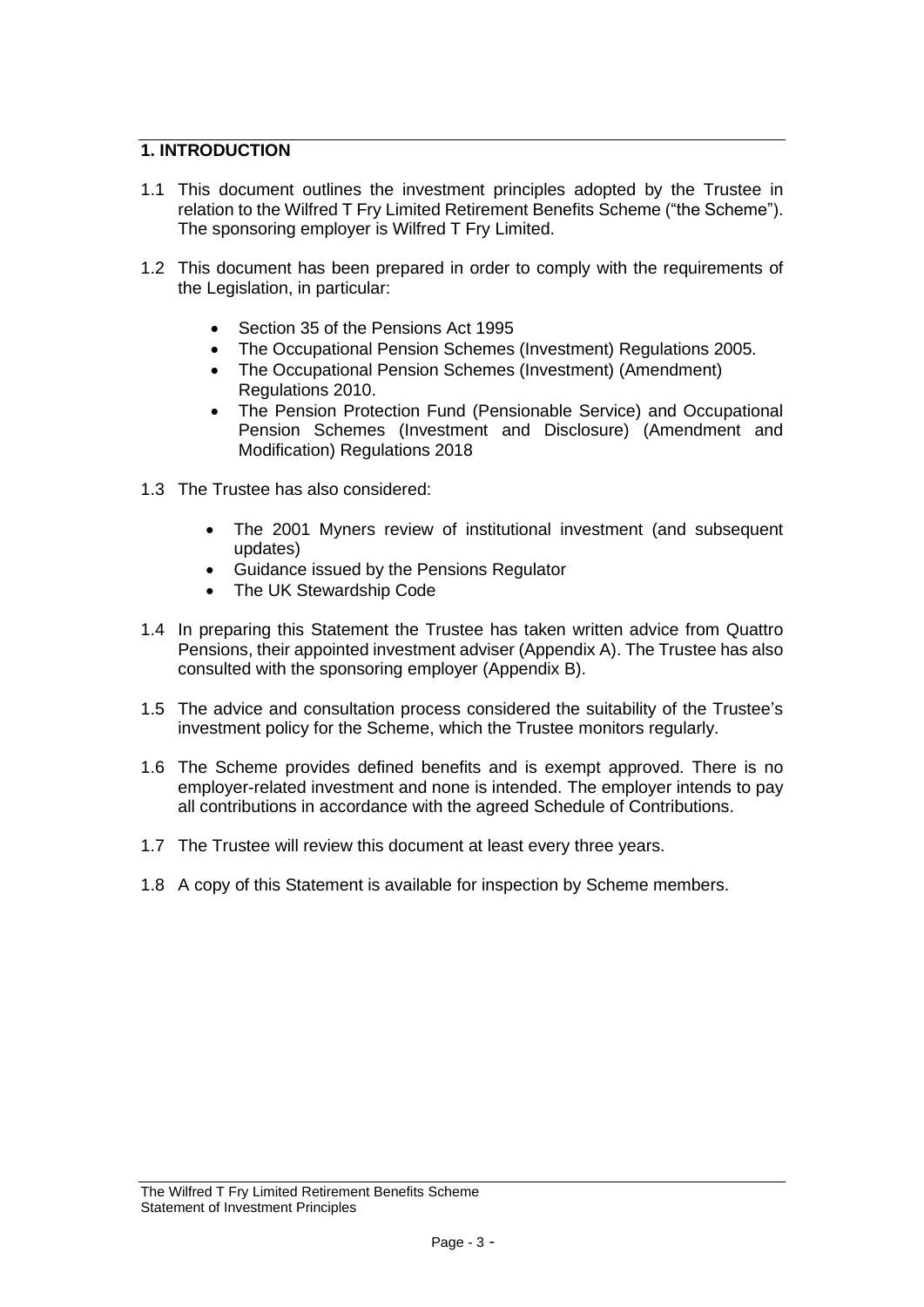## 1. INTRODUCTION

1.1 This document outlines the investment principles adopted by the Trustee in relation to the Wilfred T Fry Limited Retirement Benefits Scheme ("the Scheme"). The sponsoring employer is Wilfred T Fry Limited.

1.2 This document has been prepared in order to comply with the requirements of the Legislation, in particular:

- Section 35 of the Pensions Act 1995
- The Occupational Pension Schemes (Investment) Regulations 2005.
- The Occupational Pension Schemes (Investment) (Amendment) Regulations 2010.
- The Pension Protection Fund (Pensionable Service) and Occupational Pension Schemes (Investment and Disclosure) (Amendment and Modification) Regulations 2018

1.3 The Trustee has also considered:

- The 2001 Myners review of institutional investment (and subsequent updates)
- Guidance issued by the Pensions Regulator
- The UK Stewardship Code

1.4 In preparing this Statement the Trustee has taken written advice from Quattro Pensions, their appointed investment adviser (Appendix A). The Trustee has also consulted with the sponsoring employer (Appendix B).

1.5 The advice and consultation process considered the suitability of the Trustee's investment policy for the Scheme, which the Trustee monitors regularly.

1.6 The Scheme provides defined benefits and is exempt approved. There is no employer-related investment and none is intended. The employer intends to pay all contributions in accordance with the agreed Schedule of Contributions.

1.7 The Trustee will review this document at least every three years.

1.8 A copy of this Statement is available for inspection by Scheme members.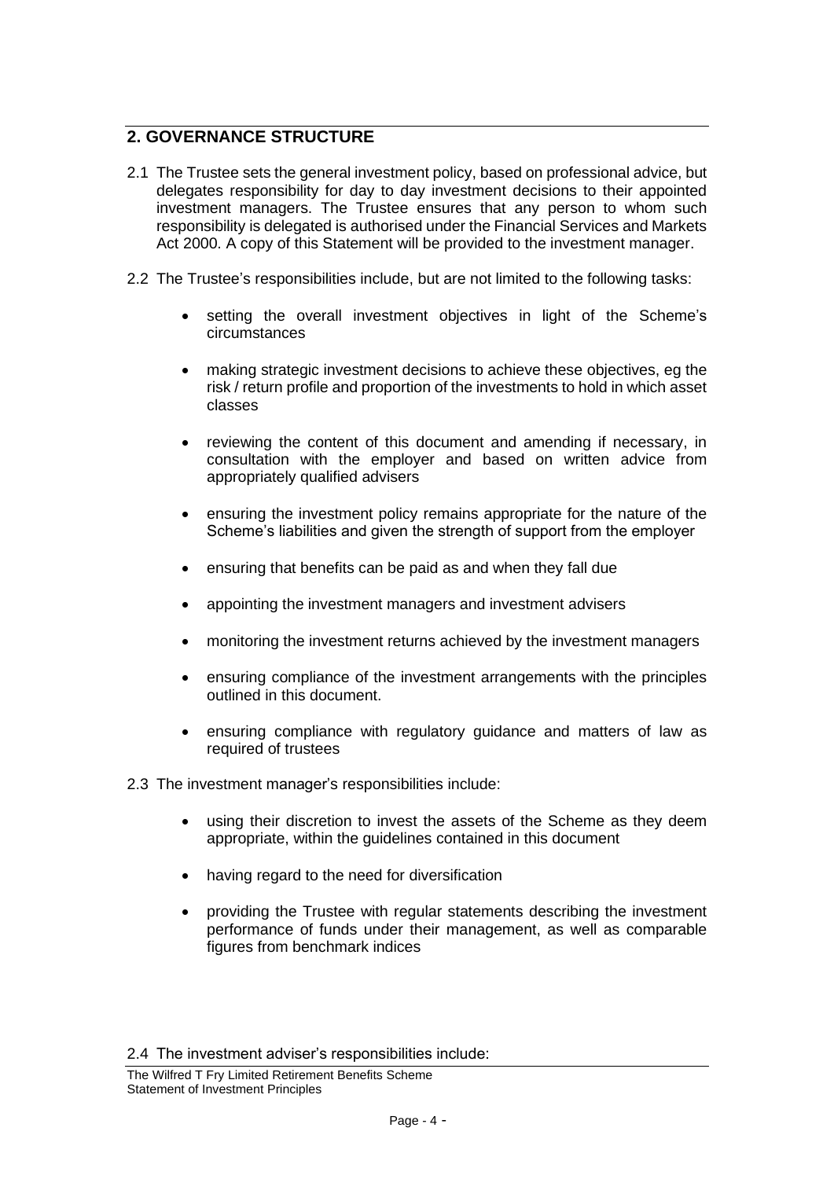## 2. GOVERNANCE STRUCTURE

2.1 The Trustee sets the general investment policy, based on professional advice, but delegates responsibility for day to day investment decisions to their appointed investment managers. The Trustee ensures that any person to whom such responsibility is delegated is authorised under the Financial Services and Markets Act 2000. A copy of this Statement will be provided to the investment manager.

2.2 The Trustee's responsibilities include, but are not limited to the following tasks:

- setting the overall investment objectives in light of the Scheme's circumstances
- making strategic investment decisions to achieve these objectives, eg the risk / return profile and proportion of the investments to hold in which asset classes
- reviewing the content of this document and amending if necessary, in consultation with the employer and based on written advice from appropriately qualified advisers
- ensuring the investment policy remains appropriate for the nature of the Scheme's liabilities and given the strength of support from the employer
- ensuring that benefits can be paid as and when they fall due
- appointing the investment managers and investment advisers
- monitoring the investment returns achieved by the investment managers
- ensuring compliance of the investment arrangements with the principles outlined in this document.
- ensuring compliance with regulatory guidance and matters of law as required of trustees

2.3 The investment manager's responsibilities include:

- using their discretion to invest the assets of the Scheme as they deem appropriate, within the guidelines contained in this document
- having regard to the need for diversification
- providing the Trustee with regular statements describing the investment performance of funds under their management, as well as comparable figures from benchmark indices

2.4 The investment adviser's responsibilities include: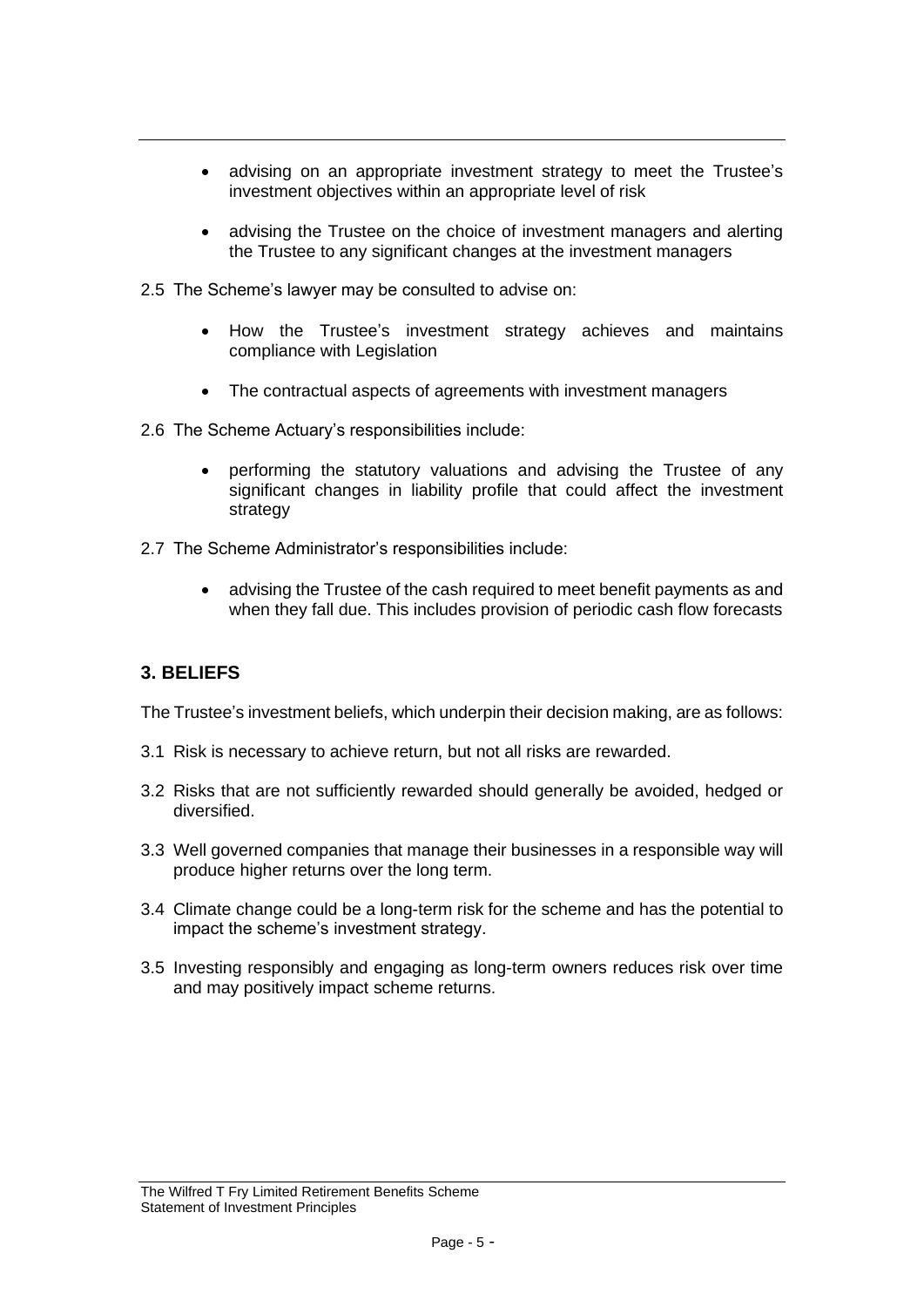- advising on an appropriate investment strategy to meet the Trustee's investment objectives within an appropriate level of risk

- advising the Trustee on the choice of investment managers and alerting the Trustee to any significant changes at the investment managers

2.5 The Scheme's lawyer may be consulted to advise on:

- How the Trustee's investment strategy achieves and maintains compliance with Legislation

- The contractual aspects of agreements with investment managers

2.6 The Scheme Actuary's responsibilities include:

- performing the statutory valuations and advising the Trustee of any significant changes in liability profile that could affect the investment strategy

2.7 The Scheme Administrator's responsibilities include:

- advising the Trustee of the cash required to meet benefit payments as and when they fall due. This includes provision of periodic cash flow forecasts

## 3. BELIEFS

The Trustee's investment beliefs, which underpin their decision making, are as follows:

3.1 Risk is necessary to achieve return, but not all risks are rewarded.

3.2 Risks that are not sufficiently rewarded should generally be avoided, hedged or diversified.

3.3 Well governed companies that manage their businesses in a responsible way will produce higher returns over the long term.

3.4 Climate change could be a long-term risk for the scheme and has the potential to impact the scheme's investment strategy.

3.5 Investing responsibly and engaging as long-term owners reduces risk over time and may positively impact scheme returns.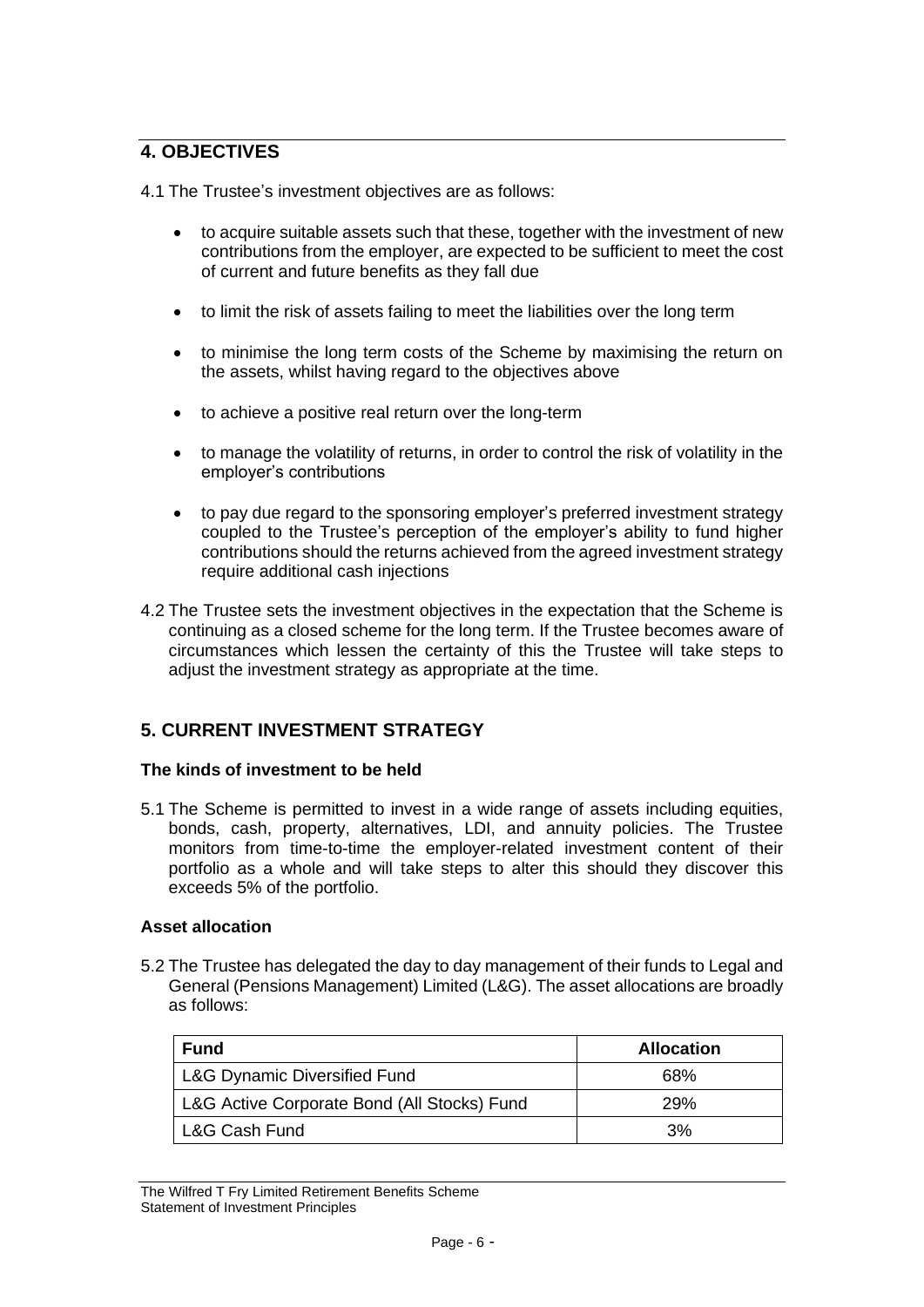## 4. OBJECTIVES

4.1 The Trustee's investment objectives are as follows:

- to acquire suitable assets such that these, together with the investment of new contributions from the employer, are expected to be sufficient to meet the cost of current and future benefits as they fall due
- to limit the risk of assets failing to meet the liabilities over the long term
- to minimise the long term costs of the Scheme by maximising the return on the assets, whilst having regard to the objectives above
- to achieve a positive real return over the long-term
- to manage the volatility of returns, in order to control the risk of volatility in the employer's contributions
- to pay due regard to the sponsoring employer's preferred investment strategy coupled to the Trustee's perception of the employer's ability to fund higher contributions should the returns achieved from the agreed investment strategy require additional cash injections

4.2 The Trustee sets the investment objectives in the expectation that the Scheme is continuing as a closed scheme for the long term. If the Trustee becomes aware of circumstances which lessen the certainty of this the Trustee will take steps to adjust the investment strategy as appropriate at the time.

## 5. CURRENT INVESTMENT STRATEGY

### The kinds of investment to be held

5.1 The Scheme is permitted to invest in a wide range of assets including equities, bonds, cash, property, alternatives, LDI, and annuity policies. The Trustee monitors from time-to-time the employer-related investment content of their portfolio as a whole and will take steps to alter this should they discover this exceeds 5% of the portfolio.

### Asset allocation

5.2 The Trustee has delegated the day to day management of their funds to Legal and General (Pensions Management) Limited (L&G). The asset allocations are broadly as follows:

| Fund | Allocation |
|---|---|
| L&G Dynamic Diversified Fund | 68% |
| L&G Active Corporate Bond (All Stocks) Fund | 29% |
| L&G Cash Fund | 3% |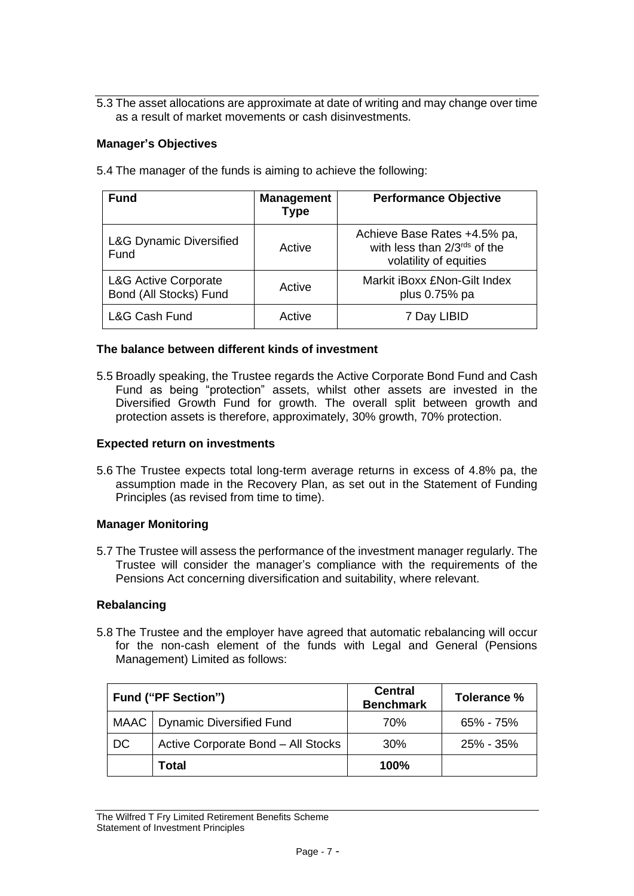5.3 The asset allocations are approximate at date of writing and may change over time as a result of market movements or cash disinvestments.

**Manager's Objectives**

5.4 The manager of the funds is aiming to achieve the following:

| Fund | Management Type | Performance Objective |
|---|---|---|
| L&G Dynamic Diversified Fund | Active | Achieve Base Rates +4.5% pa, with less than 2/3rds of the volatility of equities |
| L&G Active Corporate Bond (All Stocks) Fund | Active | Markit iBoxx £Non-Gilt Index plus 0.75% pa |
| L&G Cash Fund | Active | 7 Day LIBID |

**The balance between different kinds of investment**

5.5 Broadly speaking, the Trustee regards the Active Corporate Bond Fund and Cash Fund as being "protection" assets, whilst other assets are invested in the Diversified Growth Fund for growth. The overall split between growth and protection assets is therefore, approximately, 30% growth, 70% protection.

**Expected return on investments**

5.6 The Trustee expects total long-term average returns in excess of 4.8% pa, the assumption made in the Recovery Plan, as set out in the Statement of Funding Principles (as revised from time to time).

**Manager Monitoring**

5.7 The Trustee will assess the performance of the investment manager regularly. The Trustee will consider the manager's compliance with the requirements of the Pensions Act concerning diversification and suitability, where relevant.

**Rebalancing**

5.8 The Trustee and the employer have agreed that automatic rebalancing will occur for the non-cash element of the funds with Legal and General (Pensions Management) Limited as follows:

| Fund ("PF Section") | | Central Benchmark | Tolerance % |
|---|---|---|---|
| MAAC | Dynamic Diversified Fund | 70% | 65% - 75% |
| DC | Active Corporate Bond – All Stocks | 30% | 25% - 35% |
| | **Total** | **100%** | |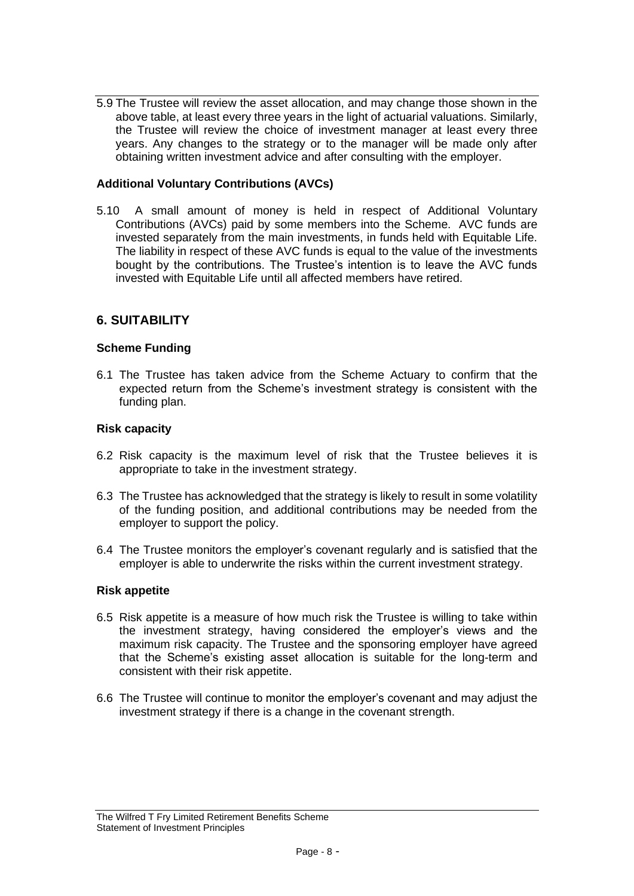5.9 The Trustee will review the asset allocation, and may change those shown in the above table, at least every three years in the light of actuarial valuations. Similarly, the Trustee will review the choice of investment manager at least every three years. Any changes to the strategy or to the manager will be made only after obtaining written investment advice and after consulting with the employer.

**Additional Voluntary Contributions (AVCs)**

5.10 A small amount of money is held in respect of Additional Voluntary Contributions (AVCs) paid by some members into the Scheme. AVC funds are invested separately from the main investments, in funds held with Equitable Life. The liability in respect of these AVC funds is equal to the value of the investments bought by the contributions. The Trustee's intention is to leave the AVC funds invested with Equitable Life until all affected members have retired.

## 6. SUITABILITY

**Scheme Funding**

6.1 The Trustee has taken advice from the Scheme Actuary to confirm that the expected return from the Scheme's investment strategy is consistent with the funding plan.

**Risk capacity**

6.2 Risk capacity is the maximum level of risk that the Trustee believes it is appropriate to take in the investment strategy.

6.3 The Trustee has acknowledged that the strategy is likely to result in some volatility of the funding position, and additional contributions may be needed from the employer to support the policy.

6.4 The Trustee monitors the employer's covenant regularly and is satisfied that the employer is able to underwrite the risks within the current investment strategy.

**Risk appetite**

6.5 Risk appetite is a measure of how much risk the Trustee is willing to take within the investment strategy, having considered the employer's views and the maximum risk capacity. The Trustee and the sponsoring employer have agreed that the Scheme's existing asset allocation is suitable for the long-term and consistent with their risk appetite.

6.6 The Trustee will continue to monitor the employer's covenant and may adjust the investment strategy if there is a change in the covenant strength.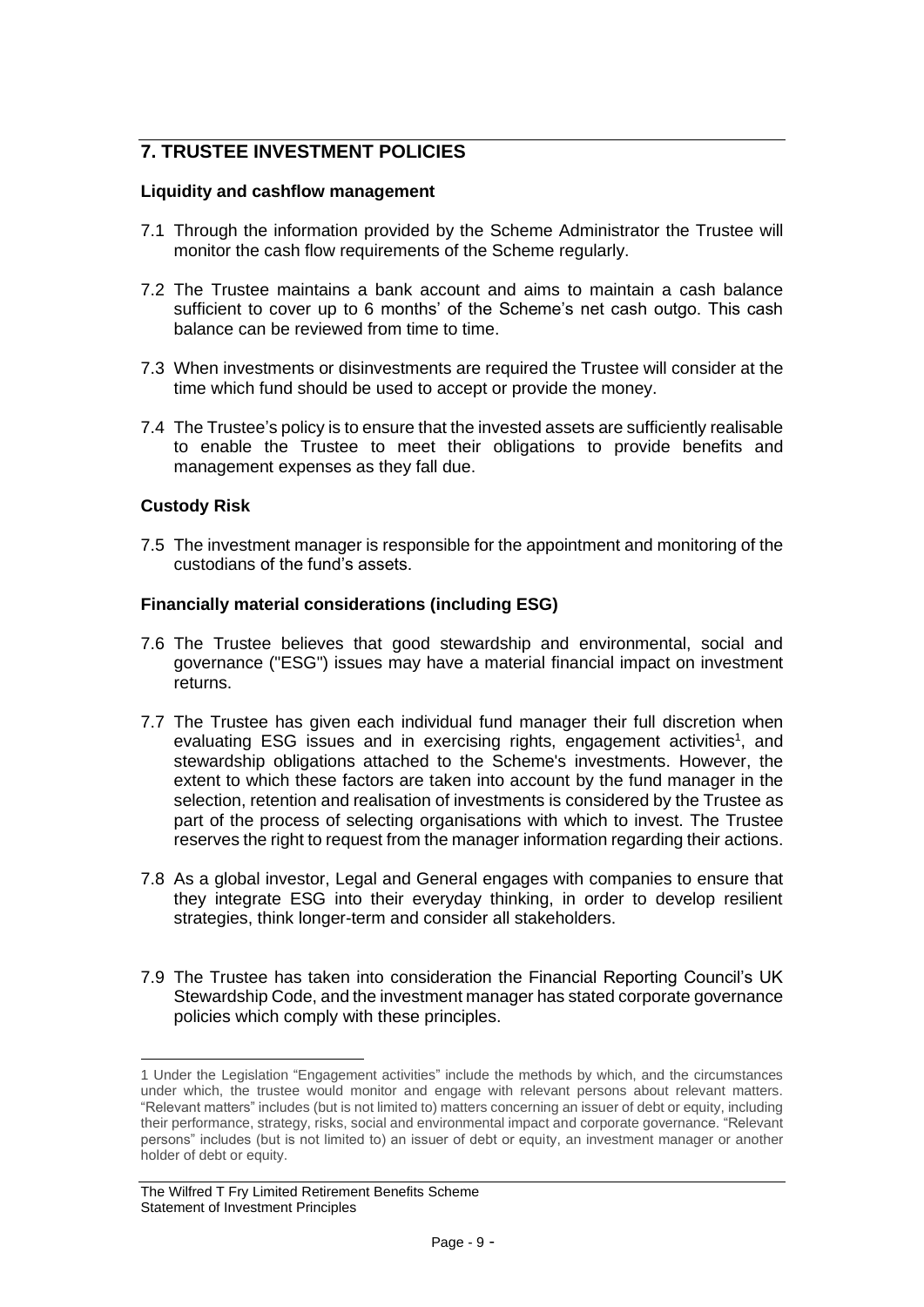## 7. TRUSTEE INVESTMENT POLICIES

### Liquidity and cashflow management

7.1 Through the information provided by the Scheme Administrator the Trustee will monitor the cash flow requirements of the Scheme regularly.

7.2 The Trustee maintains a bank account and aims to maintain a cash balance sufficient to cover up to 6 months' of the Scheme's net cash outgo. This cash balance can be reviewed from time to time.

7.3 When investments or disinvestments are required the Trustee will consider at the time which fund should be used to accept or provide the money.

7.4 The Trustee's policy is to ensure that the invested assets are sufficiently realisable to enable the Trustee to meet their obligations to provide benefits and management expenses as they fall due.

### Custody Risk

7.5 The investment manager is responsible for the appointment and monitoring of the custodians of the fund's assets.

### Financially material considerations (including ESG)

7.6 The Trustee believes that good stewardship and environmental, social and governance ("ESG") issues may have a material financial impact on investment returns.

7.7 The Trustee has given each individual fund manager their full discretion when evaluating ESG issues and in exercising rights, engagement activities[1], and stewardship obligations attached to the Scheme's investments. However, the extent to which these factors are taken into account by the fund manager in the selection, retention and realisation of investments is considered by the Trustee as part of the process of selecting organisations with which to invest. The Trustee reserves the right to request from the manager information regarding their actions.

7.8 As a global investor, Legal and General engages with companies to ensure that they integrate ESG into their everyday thinking, in order to develop resilient strategies, think longer-term and consider all stakeholders.

7.9 The Trustee has taken into consideration the Financial Reporting Council's UK Stewardship Code, and the investment manager has stated corporate governance policies which comply with these principles.

---

1 Under the Legislation "Engagement activities" include the methods by which, and the circumstances under which, the trustee would monitor and engage with relevant persons about relevant matters. "Relevant matters" includes (but is not limited to) matters concerning an issuer of debt or equity, including their performance, strategy, risks, social and environmental impact and corporate governance. "Relevant persons" includes (but is not limited to) an issuer of debt or equity, an investment manager or another holder of debt or equity.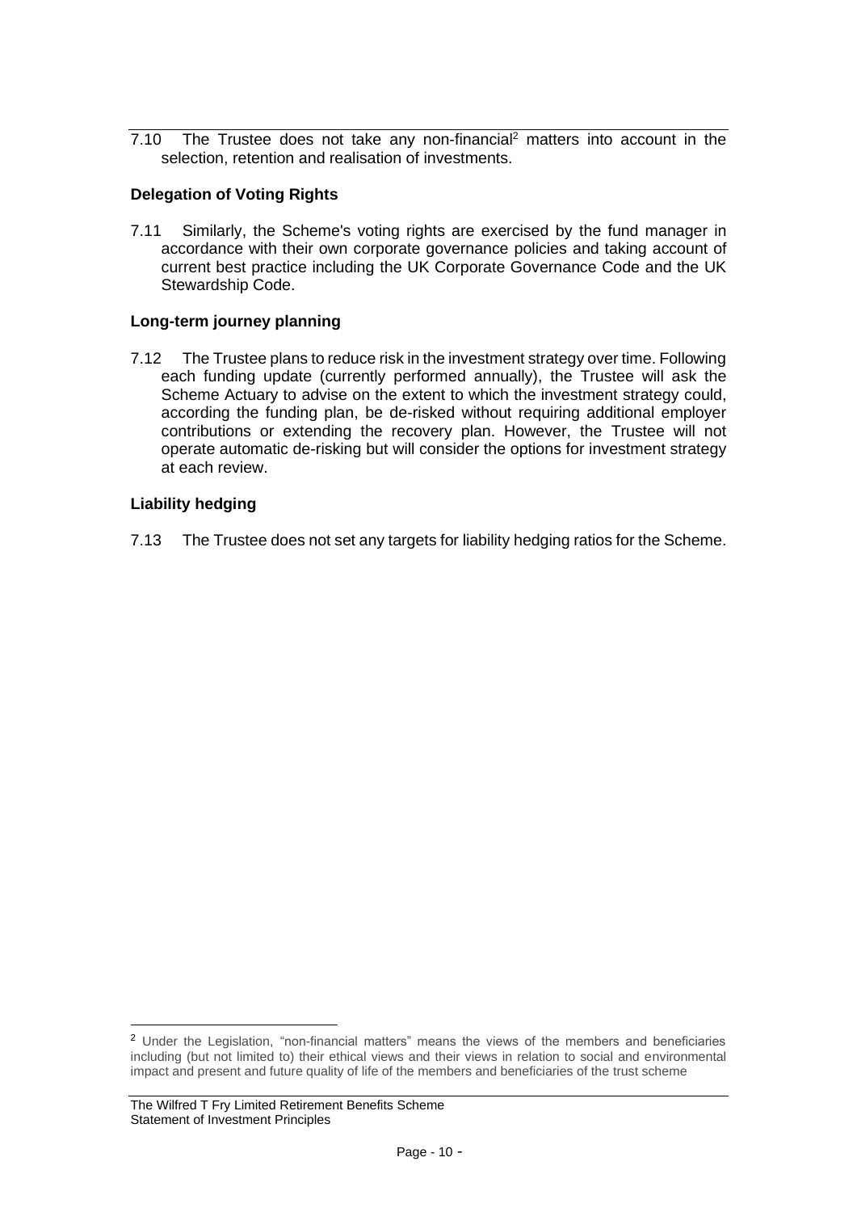7.10 The Trustee does not take any non-financial[2] matters into account in the selection, retention and realisation of investments.

**Delegation of Voting Rights**

7.11 Similarly, the Scheme's voting rights are exercised by the fund manager in accordance with their own corporate governance policies and taking account of current best practice including the UK Corporate Governance Code and the UK Stewardship Code.

**Long-term journey planning**

7.12 The Trustee plans to reduce risk in the investment strategy over time. Following each funding update (currently performed annually), the Trustee will ask the Scheme Actuary to advise on the extent to which the investment strategy could, according the funding plan, be de-risked without requiring additional employer contributions or extending the recovery plan. However, the Trustee will not operate automatic de-risking but will consider the options for investment strategy at each review.

**Liability hedging**

7.13 The Trustee does not set any targets for liability hedging ratios for the Scheme.

[2] Under the Legislation, "non-financial matters" means the views of the members and beneficiaries including (but not limited to) their ethical views and their views in relation to social and environmental impact and present and future quality of life of the members and beneficiaries of the trust scheme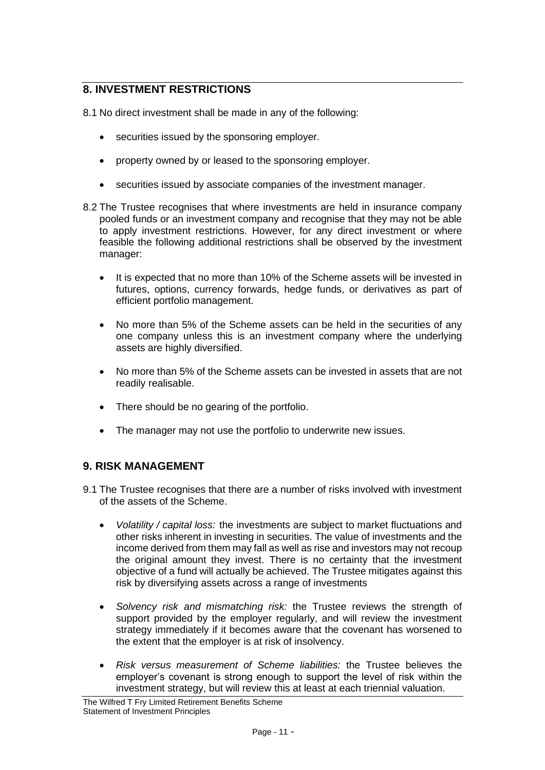## 8. INVESTMENT RESTRICTIONS

8.1 No direct investment shall be made in any of the following:

- securities issued by the sponsoring employer.
- property owned by or leased to the sponsoring employer.
- securities issued by associate companies of the investment manager.

8.2 The Trustee recognises that where investments are held in insurance company pooled funds or an investment company and recognise that they may not be able to apply investment restrictions. However, for any direct investment or where feasible the following additional restrictions shall be observed by the investment manager:

- It is expected that no more than 10% of the Scheme assets will be invested in futures, options, currency forwards, hedge funds, or derivatives as part of efficient portfolio management.
- No more than 5% of the Scheme assets can be held in the securities of any one company unless this is an investment company where the underlying assets are highly diversified.
- No more than 5% of the Scheme assets can be invested in assets that are not readily realisable.
- There should be no gearing of the portfolio.
- The manager may not use the portfolio to underwrite new issues.

## 9. RISK MANAGEMENT

9.1 The Trustee recognises that there are a number of risks involved with investment of the assets of the Scheme.

- *Volatility / capital loss:* the investments are subject to market fluctuations and other risks inherent in investing in securities. The value of investments and the income derived from them may fall as well as rise and investors may not recoup the original amount they invest. There is no certainty that the investment objective of a fund will actually be achieved. The Trustee mitigates against this risk by diversifying assets across a range of investments
- *Solvency risk and mismatching risk:* the Trustee reviews the strength of support provided by the employer regularly, and will review the investment strategy immediately if it becomes aware that the covenant has worsened to the extent that the employer is at risk of insolvency.
- *Risk versus measurement of Scheme liabilities:* the Trustee believes the employer's covenant is strong enough to support the level of risk within the investment strategy, but will review this at least at each triennial valuation.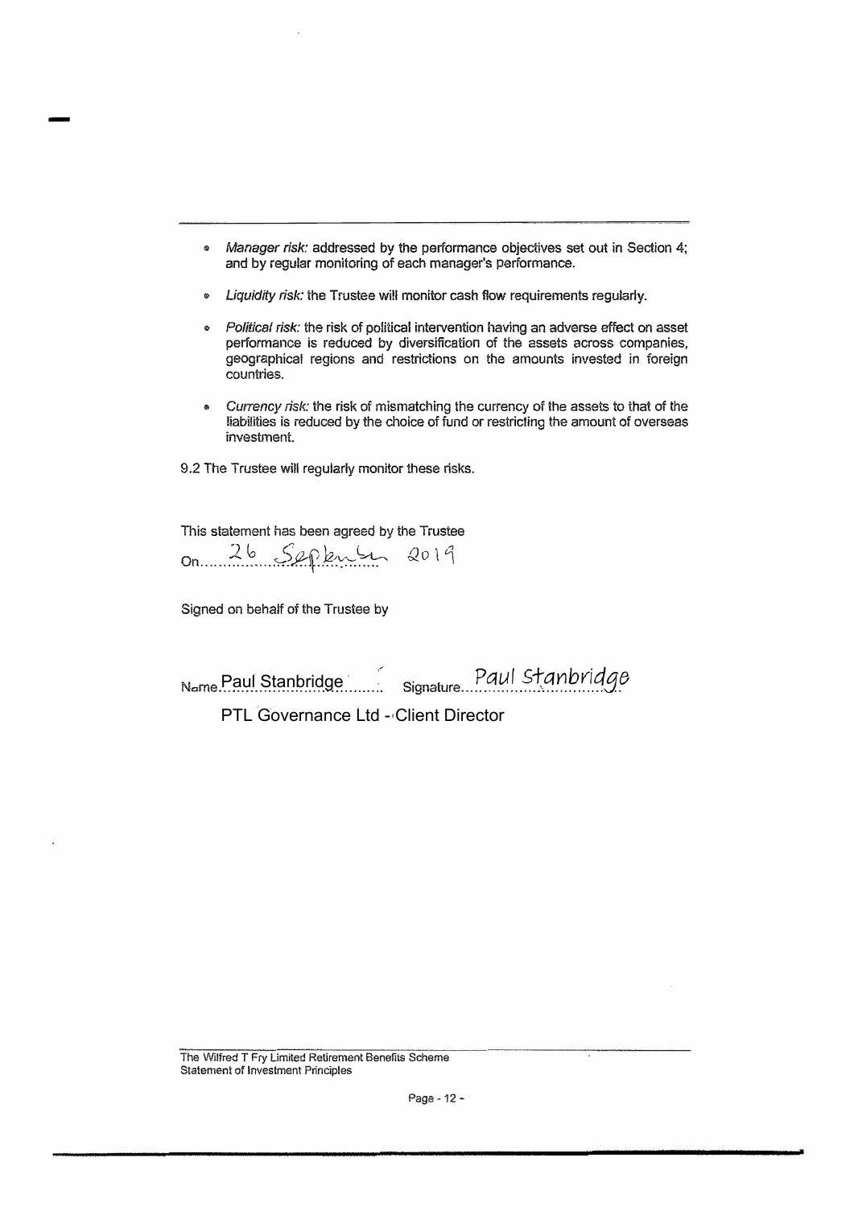- *Manager risk:* addressed by the performance objectives set out in Section 4; and by regular monitoring of each manager's performance.
- *Liquidity risk:* the Trustee will monitor cash flow requirements regularly.
- *Political risk:* the risk of political intervention having an adverse effect on asset performance is reduced by diversification of the assets across companies, geographical regions and restrictions on the amounts invested in foreign countries.
- *Currency risk:* the risk of mismatching the currency of the assets to that of the liabilities is reduced by the choice of fund or restricting the amount of overseas investment.

9.2 The Trustee will regularly monitor these risks.

This statement has been agreed by the Trustee

On 26 September 2019

Signed on behalf of the Trustee by

Name Paul Stanbridge Signature Paul Stanbridge

PTL Governance Ltd - Client Director

The Wilfred T Fry Limited Retirement Benefits Scheme
Statement of Investment Principles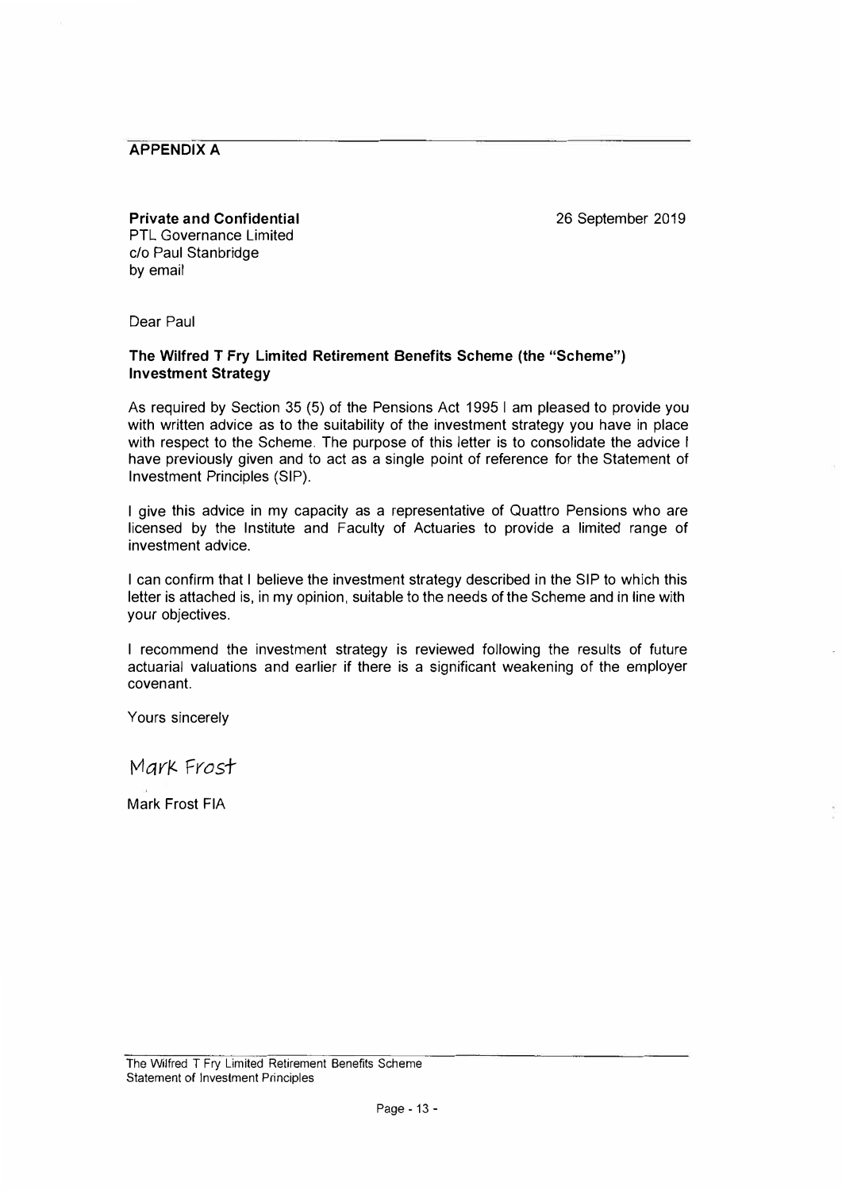## APPENDIX A

**Private and Confidential**
PTL Governance Limited
c/o Paul Stanbridge
by email

26 September 2019

Dear Paul

**The Wilfred T Fry Limited Retirement Benefits Scheme (the "Scheme") Investment Strategy**

As required by Section 35 (5) of the Pensions Act 1995 I am pleased to provide you with written advice as to the suitability of the investment strategy you have in place with respect to the Scheme. The purpose of this letter is to consolidate the advice I have previously given and to act as a single point of reference for the Statement of Investment Principles (SIP).

I give this advice in my capacity as a representative of Quattro Pensions who are licensed by the Institute and Faculty of Actuaries to provide a limited range of investment advice.

I can confirm that I believe the investment strategy described in the SIP to which this letter is attached is, in my opinion, suitable to the needs of the Scheme and in line with your objectives.

I recommend the investment strategy is reviewed following the results of future actuarial valuations and earlier if there is a significant weakening of the employer covenant.

Yours sincerely

Mark Frost

Mark Frost FIA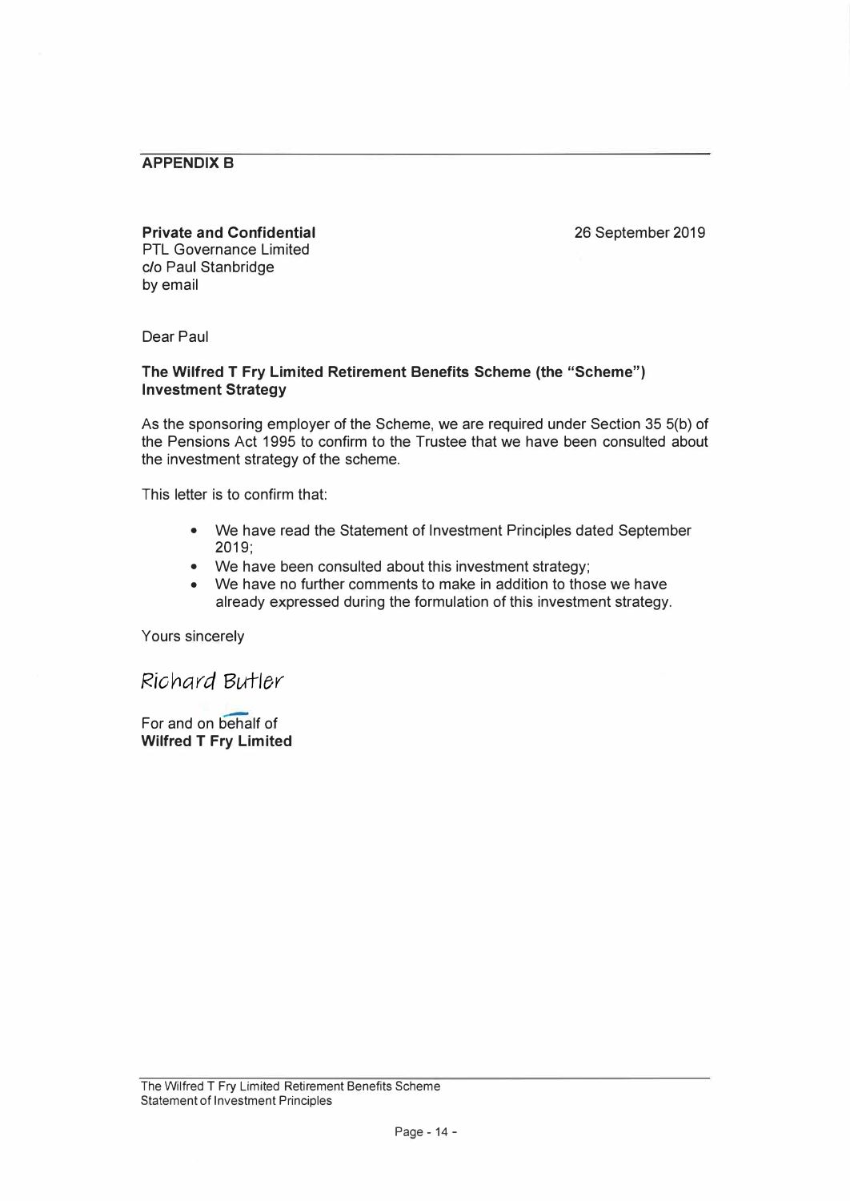## APPENDIX B

**Private and Confidential**
PTL Governance Limited
c/o Paul Stanbridge
by email

26 September 2019

Dear Paul

**The Wilfred T Fry Limited Retirement Benefits Scheme (the "Scheme") Investment Strategy**

As the sponsoring employer of the Scheme, we are required under Section 35 5(b) of the Pensions Act 1995 to confirm to the Trustee that we have been consulted about the investment strategy of the scheme.

This letter is to confirm that:

- We have read the Statement of Investment Principles dated September 2019;
- We have been consulted about this investment strategy;
- We have no further comments to make in addition to those we have already expressed during the formulation of this investment strategy.

Yours sincerely

Richard Butler

For and on behalf of
**Wilfred T Fry Limited**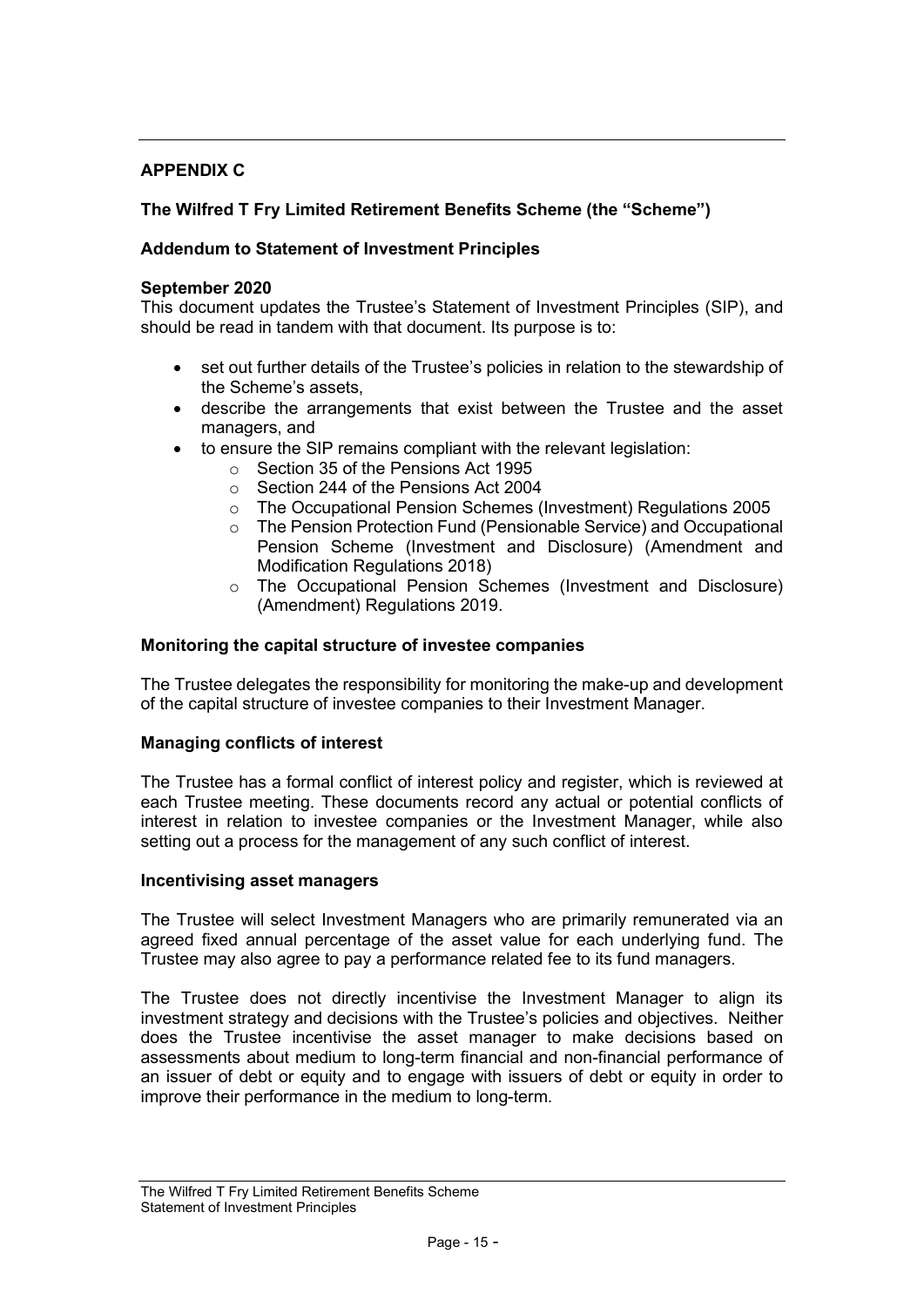## APPENDIX C

### The Wilfred T Fry Limited Retirement Benefits Scheme (the "Scheme")

### Addendum to Statement of Investment Principles

**September 2020**

This document updates the Trustee's Statement of Investment Principles (SIP), and should be read in tandem with that document. Its purpose is to:

- set out further details of the Trustee's policies in relation to the stewardship of the Scheme's assets,
- describe the arrangements that exist between the Trustee and the asset managers, and
- to ensure the SIP remains compliant with the relevant legislation:
  - Section 35 of the Pensions Act 1995
  - Section 244 of the Pensions Act 2004
  - The Occupational Pension Schemes (Investment) Regulations 2005
  - The Pension Protection Fund (Pensionable Service) and Occupational Pension Scheme (Investment and Disclosure) (Amendment and Modification Regulations 2018)
  - The Occupational Pension Schemes (Investment and Disclosure) (Amendment) Regulations 2019.

### Monitoring the capital structure of investee companies

The Trustee delegates the responsibility for monitoring the make-up and development of the capital structure of investee companies to their Investment Manager.

### Managing conflicts of interest

The Trustee has a formal conflict of interest policy and register, which is reviewed at each Trustee meeting. These documents record any actual or potential conflicts of interest in relation to investee companies or the Investment Manager, while also setting out a process for the management of any such conflict of interest.

### Incentivising asset managers

The Trustee will select Investment Managers who are primarily remunerated via an agreed fixed annual percentage of the asset value for each underlying fund. The Trustee may also agree to pay a performance related fee to its fund managers.

The Trustee does not directly incentivise the Investment Manager to align its investment strategy and decisions with the Trustee's policies and objectives. Neither does the Trustee incentivise the asset manager to make decisions based on assessments about medium to long-term financial and non-financial performance of an issuer of debt or equity and to engage with issuers of debt or equity in order to improve their performance in the medium to long-term.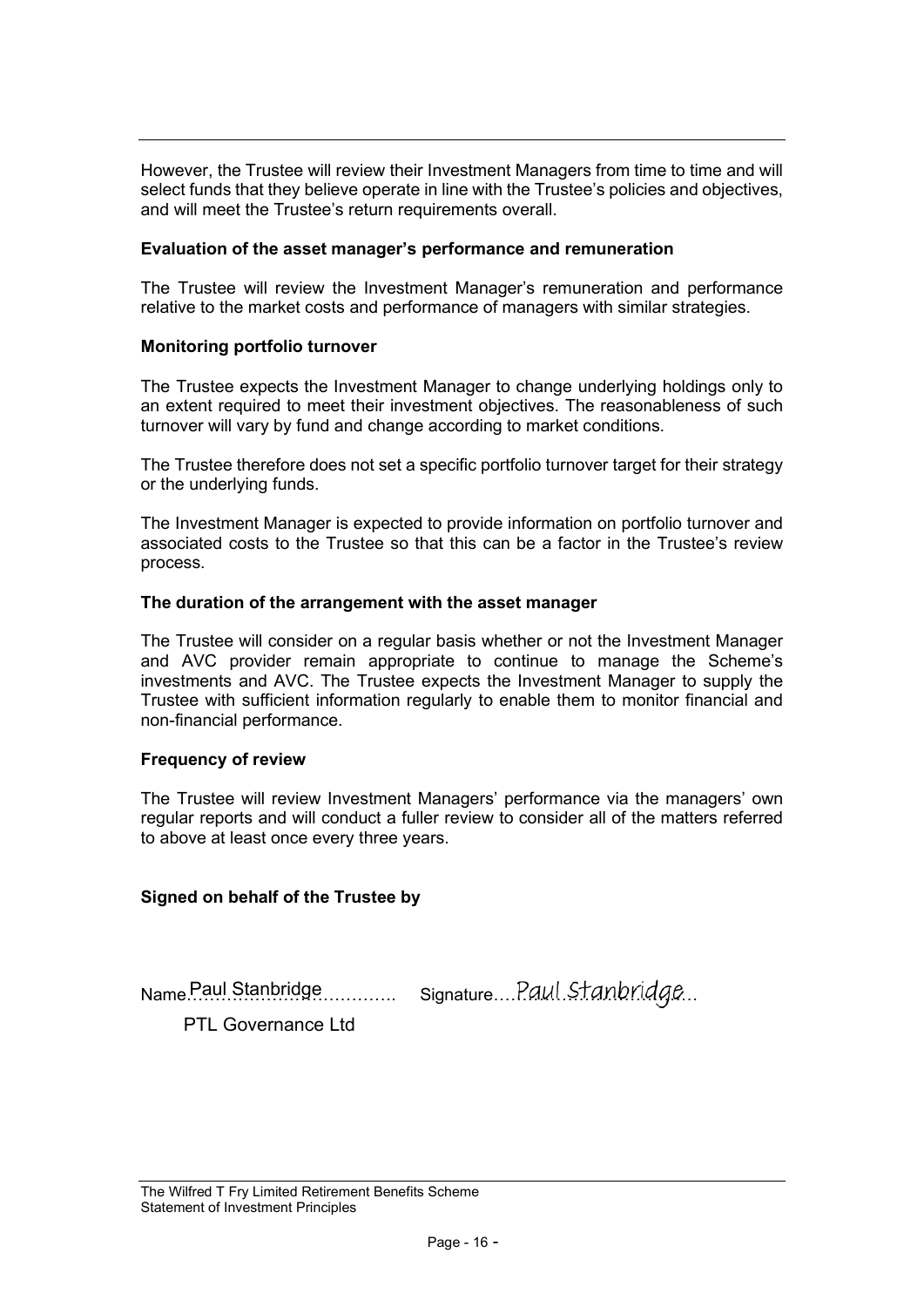However, the Trustee will review their Investment Managers from time to time and will select funds that they believe operate in line with the Trustee's policies and objectives, and will meet the Trustee's return requirements overall.

**Evaluation of the asset manager's performance and remuneration**

The Trustee will review the Investment Manager's remuneration and performance relative to the market costs and performance of managers with similar strategies.

**Monitoring portfolio turnover**

The Trustee expects the Investment Manager to change underlying holdings only to an extent required to meet their investment objectives. The reasonableness of such turnover will vary by fund and change according to market conditions.

The Trustee therefore does not set a specific portfolio turnover target for their strategy or the underlying funds.

The Investment Manager is expected to provide information on portfolio turnover and associated costs to the Trustee so that this can be a factor in the Trustee's review process.

**The duration of the arrangement with the asset manager**

The Trustee will consider on a regular basis whether or not the Investment Manager and AVC provider remain appropriate to continue to manage the Scheme's investments and AVC. The Trustee expects the Investment Manager to supply the Trustee with sufficient information regularly to enable them to monitor financial and non-financial performance.

**Frequency of review**

The Trustee will review Investment Managers' performance via the managers' own regular reports and will conduct a fuller review to consider all of the matters referred to above at least once every three years.

**Signed on behalf of the Trustee by**

Name Paul Stanbridge …………. Signature Paul Stanbridge

PTL Governance Ltd